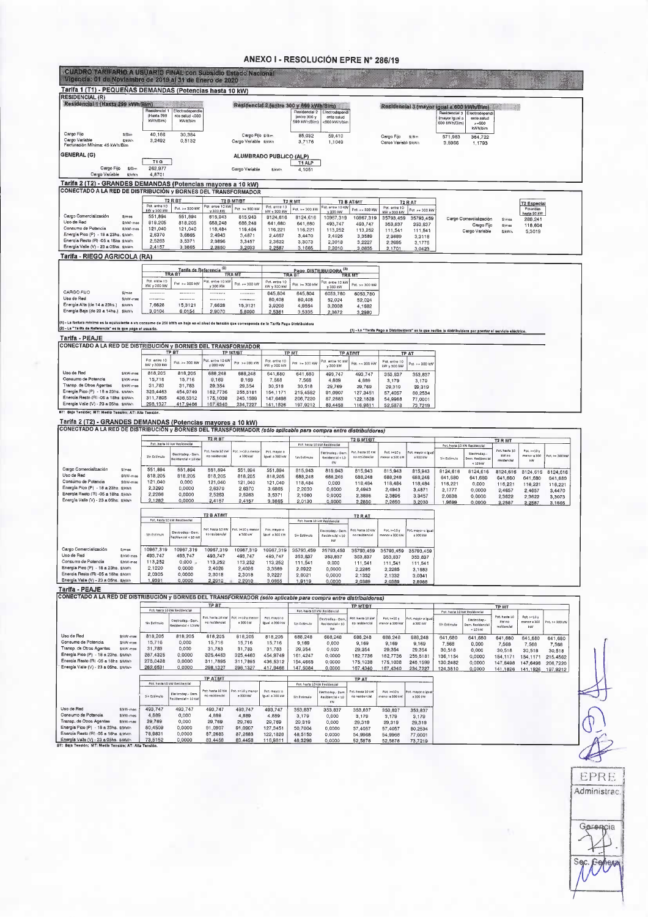# ANEXO I - RESOLUCIÓN EPRE N° 286/19

## CUADRO TARIFARIO A USUARIO FINAL con Subsidio Estado Nacional
**Vigencia: 01 de Noviembre de 2019 al 31 de Enero de 2020**

### Tarifa 1 (T1) - PEQUEÑAS DEMANDAS (Potencias hasta 10 KW)

**RESIDENCIAL (R)**

**Residencial 1 (Hasta 299 kWh/Bim)**

| | | Residencial 1 (Hasta 299 kWh/Bim) | Electrodependiente salud <300 kWh/bim |
|---|---|---|---|
| Cargo Fijo | $/Bim | 40,166 | 30,384 |
| Cargo Variable | $/kWh | 3,2492 | 0,5132 |

Facturación Mínima: 45 kWh/Bim

**Residencial 2 (entre 300 y 599 kWh/Bim)**

| | | Residencial 2 (entre 300 y 599 kWh/Bim) | Electrodependiente salud <600 kWh/bim |
|---|---|---|---|
| Cargo Fijo | $/Bim | 85,092 | 59,410 |
| Cargo Variable | $/kWh | 3,7176 | 1,1049 |

**Residencial 3 (mayor igual a 600 kWh/Bim)**

| | | Residencial 3 (mayor igual a 600 kWh/Bim) | Electrodependiente salud >=600 kWh/bim |
|---|---|---|---|
| Cargo Fijo | $/Bim | 571,983 | 364,722 |
| Cargo Variable | $/kWh | 3,5966 | 1,1793 |

**GENERAL (G)**

| | | T1 G |
|---|---|---|
| Cargo Fijo | $/Bim | 262,977 |
| Cargo Variable | $/kWh | 4,8701 |

**ALUMBRADO PUBLICO (ALP)**

| | | T1 ALP |
|---|---|---|
| Cargo Variable | $/kWh | 4,1051 |

### Tarifa 2 (T2) - GRANDES DEMANDAS (Potencias mayores a 10 KW)

**CONECTADO A LA RED DE DISTRIBUCIÓN y BORNES DEL TRANSFORMADOR**

| | | T2 R BT | | T2 B MT/BT | | T2 R MT | | T2 B AT/MT | | T2 R AT | |
|---|---|---|---|---|---|---|---|---|---|---|---|
| | | Pot. entre 10 kW y 300 kW | Pot. >= 300 kW | Pot. entre 10 kW y 300 kW | Pot. >= 300 kW | Pot. entre 10 kW y 300 kW | Pot. >= 300 kW | Pot. entre 10 kW y 300 kW | Pot. >= 300 kW | Pot. entre 10 kW y 300 kW | Pot. >= 300 kW |
| Cargo Comercialización | $/mes | 551,894 | 551,894 | 815,943 | 815,943 | 8124,616 | 8124,616 | 10967,319 | 10967,319 | 35793,459 | 35793,459 |
| Uso de Red | $/kW-mes | 818,205 | 818,205 | 688,248 | 688,248 | 641,680 | 641,680 | 493,747 | 493,747 | 353,837 | 353,837 |
| Consumo de Potencia | $/kW-mes | 121,040 | 121,040 | 118,484 | 118,484 | 116,221 | 116,221 | 113,252 | 113,252 | 111,541 | 111,541 |
| Energía Pico (P) - 18 a 23hs. | $/kWh | 2,6370 | 3,6865 | 2,4943 | 3,4871 | 2,4657 | 3,4470 | 2,4026 | 3,3589 | 2,3689 | 3,3118 |
| Energía Resto (R) -05 a 18hs | $/kWh | 2,5283 | 3,5371 | 2,3896 | 3,3457 | 2,3622 | 3,3073 | 2,3018 | 3,2227 | 2,2695 | 3,1775 |
| Energía Valle (V) - 23 a 05hs. | $/kWh | 2,4157 | 3,3865 | 2,2850 | 3,2033 | 2,2587 | 3,1665 | 2,2010 | 3,0855 | 2,1701 | 3,0423 |

**T2 Especial** (Potencias hasta 50 KW)

| | | |
|---|---|---|
| Cargo Comercialización | $/mes | 288,241 |
| Cargo Fijo | $/mes | 118,604 |
| Cargo Variable | $/kWh | 5,3019 |

### Tarifa - RIEGO AGRICOLA (RA)

| | | Tarifa de Referencia (2) TRA BT | | Tarifa de Referencia (2) TRA MT | | Pago DISTRIBUIDORA (3) TRA BT | | Pago DISTRIBUIDORA (3) TRA MT | |
|---|---|---|---|---|---|---|---|---|---|
| | | Pot. entre 10 kW y 300 kW | Pot. >= 300 kW | Pot. entre 10 kW y 300 kW | Pot. >= 300 kW | Pot. entre 10 kW y 300 kW | Pot. >= 300 kW | Pot. entre 10 kW y 300 kW | Pot. >= 300 kW |
| CARGO FIJO | $/mes | --------- | --------- | --------- | --------- | 645,804 | 645,804 | 6053,780 | 6053,780 |
| Uso de Red | $/kW-mes | --------- | --------- | --------- | --------- | 80,408 | 80,408 | 52,024 | 52,024 |
| Energía Alta (de 14 a 23hs.) | $/kWh | 7,6626 | 15,3121 | 7,6626 | 15,3121 | 3,9208 | 4,9554 | 3,2008 | 4,1682 |
| Energía Baja (de 23 a 14hs.) | $/kWh | 3,0104 | 6,0154 | 2,9070 | 5,8090 | 2,5361 | 3,5335 | 2,3672 | 3,2980 |

(1) - La factura mínima es la equivalente a un consumo de 250 kWh en hoja en el nivel de tensión que corresponda de la Tarifa Pago Distribuidora
(2) - La "Tarifa de Referencia" es la que paga el usuario.
(3) - La "Tarifa Pago a Distribuidora" es la que recibe la distribuidora por prestar el servicio eléctrico.

### Tarifa - PEAJE

**CONECTADO A LA RED DE DISTRIBUCIÓN y BORNES DEL TRANSFORMADOR**

| | | TP BT | | TP MT/BT | | TP MT | | TP AT/MT | | TP AT | |
|---|---|---|---|---|---|---|---|---|---|---|---|
| | | Pot. entre 10 kW y 300 kW | Pot. >= 300 kW | Pot. entre 10 kW y 300 kW | Pot. >= 300 kW | Pot. entre 10 kW y 300 kW | Pot. >= 300 kW | Pot. entre 10 kW y 300 kW | Pot. >= 300 kW | Pot. entre 10 kW y 300 kW | Pot. >= 300 kW |
| Uso de Red | $/kW-mes | 818,205 | 818,205 | 688,248 | 688,248 | 641,680 | 641,680 | 493,747 | 493,747 | 353,837 | 353,837 |
| Consumo de Potencia | $/kW-mes | 15,716 | 15,716 | 9,169 | 9,169 | 7,568 | 7,568 | 4,889 | 4,889 | 3,179 | 3,179 |
| Transp. de Otros Agentes | $/kW-mes | 31,783 | 31,783 | 29,354 | 29,354 | 30,518 | 30,518 | 29,769 | 29,769 | 29,319 | 29,319 |
| Energía Pico (P) - 18 a 23hs. | $/MWh | 325,4483 | 454,8749 | 182,7736 | 255,5181 | 154,1171 | 215,4562 | 91,0907 | 127,3451 | 57,4057 | 80,2534 |
| Energía Resto (R) -05 a 18hs | $/MWh | 311,7895 | 436,5312 | 175,1038 | 245,1599 | 147,6498 | 206,7220 | 87,2683 | 122,1828 | 54,9968 | 77,0001 |
| Energía Valle (V) - 23 a 05hs. | $/MWh | 298,1327 | 417,9466 | 167,4340 | 234,7227 | 141,1826 | 197,9212 | 83,4458 | 116,9811 | 52,5878 | 73,7219 |

BT: Baja Tensión; MT: Media Tensión; AT: Alta Tensión.

### Tarifa 2 (T2) - GRANDES DEMANDAS (Potencias mayores a 10 KW) (sólo aplicable para compra entre distribuidores)

**CONECTADO A LA RED DE DISTRIBUCIÓN y BORNES DEL TRANSFORMADOR**

| | | T2 R BT | | | | | T2 B MT/BT | | | | | T2 R MT | | | | |
|---|---|---|---|---|---|---|---|---|---|---|---|---|---|---|---|---|
| | | Pot. hasta 10 kW Residencial | | | | | Pot. hasta 10 kW Residencial | | | | | Pot. hasta 10 kW Residencial | | | | |
| | | Sin Estímulo | Electrodep.- Dem. Residencial < 10 kW | Pot. hasta 10 kW no residencial | Pot. >=10 y menor a 300 kW | Pot. mayor o igual a 300 kW | Sin Estímulo | Electrodep.- Dem. Residencial < 10 kW | Pot. hasta 10 kW no residencial | Pot. >=10 y menor a 300 kW | Pot. mayor o igual a 300 kW | Sin Estímulo | Electrodep.- Dem. Residencial < 10 kW | Pot. hasta 10 kW no residencial | Pot. >=10 y menor a 300 kW | Pot. >= 300 kW |
| Cargo Comercialización | $/mes | 551,894 | 551,894 | 551,894 | 551,894 | 551,894 | 815,943 | 815,943 | 815,943 | 815,943 | 815,943 | 8124,616 | 8124,616 | 8124,616 | 8124,616 | 8124,616 |
| Uso de Red | $/kW-mes | 818,205 | 818,205 | 818,205 | 818,205 | 818,205 | 688,248 | 688,248 | 688,248 | 688,248 | 688,248 | 641,680 | 641,680 | 641,680 | 641,680 | 641,680 |
| Consumo de Potencia | $/kW-mes | 121,040 | 0,000 | 121,040 | 121,040 | 121,040 | 118,484 | 0,000 | 118,484 | 118,484 | 118,484 | 116,221 | 0,000 | 116,221 | 116,221 | 116,221 |
| Energía Pico (P) - 18 a 23hs. | $/kWh | 2,3290 | 0,0000 | 2,6370 | 2,6370 | 3,6865 | 2,2030 | 0,0000 | 2,4943 | 2,4943 | 3,4871 | 2,1777 | 0,0000 | 2,4657 | 2,4657 | 3,4470 |
| Energía Resto (R) -05 a 18hs | $/kWh | 2,2286 | 0,0000 | 2,5283 | 2,5283 | 3,5371 | 2,1080 | 0,0000 | 2,3896 | 2,3896 | 3,3457 | 2,0838 | 0,0000 | 2,3622 | 2,3622 | 3,3073 |
| Energía Valle (V) - 23 a 05hs. | $/kWh | 2,1282 | 0,0000 | 2,4157 | 2,4157 | 3,3865 | 2,0130 | 0,0000 | 2,2850 | 2,2850 | 3,2033 | 1,9899 | 0,0000 | 2,2587 | 2,2587 | 3,1665 |

| | | T2 B AT/MT | | | | | T2 R AT | | | | |
|---|---|---|---|---|---|---|---|---|---|---|---|
| | | Pot. hasta 10 kW Residencial | | | | | Pot. hasta 10 kW Residencial | | | | |
| | | Sin Estímulo | Electrodep.- Dem. Residencial < 10 kW | Pot. hasta 10 kW no residencial | Pot. >=10 y menor a 300 kW | Pot. mayor o igual a 300 kW | Sin Estímulo | Electrodep.- Dem. Residencial < 10 kW | Pot. hasta 10 kW no residencial | Pot. >=10 y menor a 300 kW | Pot. mayor o igual a 300 kW |
| Cargo Comercialización | $/mes | 10967,319 | 10967,319 | 10967,319 | 10967,319 | 10967,319 | 35793,459 | 35793,459 | 35793,459 | 35793,459 | 35793,459 |
| Uso de Red | $/kW-mes | 493,747 | 493,747 | 493,747 | 493,747 | 493,747 | 353,837 | 353,837 | 353,837 | 353,837 | 353,837 |
| Consumo de Potencia | $/kW-mes | 113,252 | 0,000 | 113,252 | 113,252 | 113,252 | 111,541 | 0,000 | 111,541 | 111,541 | 111,541 |
| Energía Pico (P) - 18 a 23hs. | $/kWh | 2,1220 | 0,0000 | 2,4026 | 2,4026 | 3,3589 | 2,0922 | 0,0000 | 2,2285 | 2,2285 | 3,1583 |
| Energía Resto (R) -05 a 18hs | $/kWh | 2,0305 | 0,0000 | 2,3018 | 2,3018 | 3,2227 | 2,0021 | 0,0000 | 2,1332 | 2,1332 | 3,0341 |
| Energía Valle (V) - 23 a 05hs. | $/kWh | 1,9391 | 0,0000 | 2,2010 | 2,2010 | 3,0855 | 1,9119 | 0,0000 | 2,0389 | 2,0389 | 2,8968 |

### Tarifa - PEAJE

**CONECTADO A LA RED DE DISTRIBUCIÓN y BORNES DEL TRANSFORMADOR (sólo aplicable para compra entre distribuidores)**

| | | TP BT | | | | | TP MT/BT | | | | | TP MT | | | | |
|---|---|---|---|---|---|---|---|---|---|---|---|---|---|---|---|---|
| | | Pot. hasta 10 kW Residencial | | | | | Pot. hasta 10 kW Residencial | | | | | Pot. hasta 10 kW Residencial | | | | |
| | | Sin Estímulo | Electrodep.- Dem. Residencial < 10 kW | Pot. hasta 10 kW no residencial | Pot. >=10 y menor a 300 kW | Pot. mayor o igual a 300 kW | Sin Estímulo | Electrodep.- Dem. Residencial < 10 kW | Pot. hasta 10 kW no residencial | Pot. >=10 y menor a 300 kW | Pot. mayor o igual a 300 kW | Sin Estímulo | Electrodep.- Dem. Residencial < 10 kW | Pot. hasta 10 kW no residencial | Pot. >=10 y menor a 300 kW | Pot. >= 300 kW |
| Uso de Red | $/kW-mes | 818,205 | 818,205 | 818,205 | 818,205 | 818,205 | 688,248 | 688,248 | 688,248 | 688,248 | 688,248 | 641,680 | 641,680 | 641,680 | 641,680 | 641,680 |
| Consumo de Potencia | $/kW-mes | 15,716 | 0,000 | 15,716 | 15,716 | 15,716 | 9,169 | 0,000 | 9,169 | 9,169 | 9,169 | 7,568 | 0,000 | 7,568 | 7,568 | 7,568 |
| Transp. de Otros Agentes | $/kW-mes | 31,783 | 0,000 | 31,783 | 31,783 | 31,783 | 29,354 | 0,000 | 29,354 | 29,354 | 29,354 | 30,518 | 0,000 | 30,518 | 30,518 | 30,518 |
| Energía Pico (P) - 18 a 23hs. | $/MWh | 287,4325 | 0,0000 | 325,4483 | 325,4483 | 454,8749 | 161,4247 | 0,0000 | 182,7736 | 182,7736 | 255,5181 | 136,1154 | 0,0000 | 154,1171 | 154,1171 | 215,4562 |
| Energía Resto (R) -05 a 18hs | $/MWh | 275,0428 | 0,0000 | 311,7895 | 311,7895 | 436,5312 | 154,4665 | 0,0000 | 175,1038 | 175,1038 | 245,1599 | 130,2482 | 0,0000 | 147,6498 | 147,6498 | 206,7220 |
| Energía Valle (V) - 23 a 05hs. | $/MWh | 262,6531 | 0,0000 | 298,1327 | 298,1327 | 417,9466 | 147,5084 | 0,0000 | 167,4340 | 167,4340 | 234,7227 | 124,3810 | 0,0000 | 141,1826 | 141,1826 | 197,9212 |

| | | TP AT/MT | | | | | TP AT | | | | |
|---|---|---|---|---|---|---|---|---|---|---|---|
| | | Pot. hasta 10 kW Residencial | | | | | Pot. hasta 10 kW Residencial | | | | |
| | | Sin Estímulo | Electrodep.- Dem. Residencial < 10 kW | Pot. hasta 10 kW no residencial | Pot. >=10 y menor a 300 kW | Pot. mayor o igual a 300 kW | Sin Estímulo | Electrodep.- Dem. Residencial < 10 kW | Pot. hasta 10 kW no residencial | Pot. >=10 y menor a 300 kW | Pot. mayor o igual a 300 kW |
| Uso de Red | $/kW-mes | 493,747 | 493,747 | 493,747 | 493,747 | 493,747 | 353,837 | 353,837 | 353,837 | 353,837 | 353,837 |
| Consumo de Potencia | $/kW-mes | 4,889 | 0,000 | 4,889 | 4,889 | 4,889 | 3,179 | 0,000 | 3,179 | 3,179 | 3,179 |
| Transp. de Otros Agentes | $/kW-mes | 29,769 | 0,000 | 29,769 | 29,769 | 29,769 | 29,319 | 0,000 | 29,319 | 29,319 | 29,319 |
| Energía Pico (P) - 18 a 23hs. | $/MWh | 80,4509 | 0,0000 | 91,0907 | 91,0907 | 127,3451 | 50,7004 | 0,0000 | 57,4057 | 57,4057 | 80,2534 |
| Energía Resto (R) -05 a 18hs | $/MWh | 76,9831 | 0,0000 | 87,2683 | 87,2683 | 122,1828 | 48,5150 | 0,0000 | 54,9968 | 54,9968 | 77,0001 |
| Energía Valle (V) - 23 a 05hs. | $/MWh | 73,5152 | 0,0000 | 83,4458 | 83,4458 | 116,9811 | 46,3296 | 0,0000 | 52,5878 | 52,5878 | 73,7219 |

BT: Baja Tensión; MT: Media Tensión; AT: Alta Tensión.

EPRE
Administrac.
Gerencia
Sec. General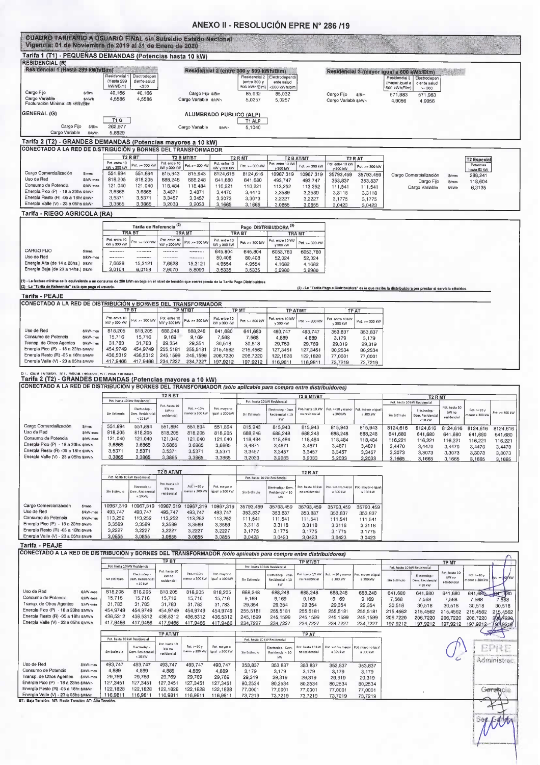# ANEXO II - RESOLUCIÓN EPRE N° 286 /19

**CUADRO TARIFARIO A USUARIO FINAL sin Subsidio Estado Nacional**
**Vigencia: 01 de Noviembre de 2019 al 31 de Enero de 2020**

## Tarifa 1 (T1) - PEQUEÑAS DEMANDAS (Potencias hasta 10 kW)

### RESIDENCIAL (R)

**Residencial 1 (Hasta 299 kWh/Bim)**

| | | Residencial 1 (Hasta 299 kWh/Bim) | Electrodependiente salud <300 |
|---|---|---|---|
| Cargo Fijo | $/Bm | 40,166 | 40,166 |
| Cargo Variable | $/kWh | 4,5586 | 4,5586 |

Facturación Mínima: 45 kWh/Bim

**Residencial 2 (entre 300 y 599 kWh/Bim)**

| | | Residencial 2 (entre 300 y 599 kWh/Bim) | Electrodependiente salud <600 kWh/Bim |
|---|---|---|---|
| Cargo Fijo | $/Bm | 85,032 | 85,032 |
| Cargo Variable | $/kWh | 5,0257 | 5,0257 |

**Residencial 3 (mayor igual a 600 kWh/Bim)**

| | | Residencial 3 (mayor igual a 600 kWh/Bim) | Electrodependiente salud >=600 |
|---|---|---|---|
| Cargo Fijo | $/Bm | 571,983 | 571,983 |
| Cargo Variable | $/kWh | 4,9056 | 4,9056 |

### GENERAL (G)

| | | T1 G |
|---|---|---|
| Cargo Fijo | $/Bm | 262,977 |
| Cargo Variable | $/kWh | 5,8829 |

### ALUMBRADO PUBLICO (ALP)

| | | T1 ALP |
|---|---|---|
| Cargo Variable | $/kWh | 5,1040 |

## Tarifa 2 (T2) - GRANDES DEMANDAS (Potencias mayores a 10 kW)

**CONECTADO A LA RED DE DISTRIBUCIÓN y BORNES DEL TRANSFORMADOR**

| | | T2 R BT | | T2 B MT/BT | | T2 R MT | | T2 B AT/MT | | T2 R AT | |
|---|---|---|---|---|---|---|---|---|---|---|---|
| | | Pot. entre 10 kW y 300 kW | Pot. >= 300 kW | Pot. entre 10 kW y 300 kW | Pot. >= 300 kW | Pot. entre 10 kW y 300 kW | Pot. >= 300 kW | Pot. entre 10 kW y 300 kW | Pot. >= 300 kW | Pot. entre 10 kW y 300 kW | Pot. >= 300 kW |
| Cargo Comercialización | $/mes | 551,894 | 551,894 | 815,943 | 815,943 | 8124,616 | 8124,616 | 10967,319 | 10967,319 | 35793,459 | 35793,459 |
| Uso de Red | $/kW-mes | 818,205 | 818,205 | 688,248 | 688,248 | 641,680 | 641,680 | 493,747 | 493,747 | 353,837 | 353,837 |
| Consumo de Potencia | $/kW-mes | 121,040 | 121,040 | 118,484 | 118,484 | 116,221 | 116,221 | 113,252 | 113,252 | 111,541 | 111,541 |
| Energía Pico (P) - 18 a 23hs | $/kWh | 3,6865 | 3,6865 | 3,4871 | 3,4871 | 3,4470 | 3,4470 | 3,3589 | 3,3589 | 3,3118 | 3,3118 |
| Energía Resto (R) -05 a 18hs | $/kWh | 3,5371 | 3,5371 | 3,3457 | 3,3457 | 3,3073 | 3,3073 | 3,2227 | 3,2227 | 3,1775 | 3,1775 |
| Energía Valle (V) - 23 a 05hs | $/kWh | 3,3865 | 3,3865 | 3,2033 | 3,2033 | 3,1665 | 3,1665 | 3,0855 | 3,0855 | 3,0423 | 3,0423 |

**T2 Especial** (Potencias hasta 50 kW)

| | | |
|---|---|---|
| Cargo Comercialización | $/mes | 288,241 |
| Cargo Fijo | $/mes | 118,604 |
| Cargo Variable | $/kWh | 6,3135 |

## Tarifa - RIEGO AGRICOLA (RA)

| | | Tarifa de Referencia (2) | | | | Pago DISTRIBUIDORA (3) | | | |
|---|---|---|---|---|---|---|---|---|---|
| | | TRA BT | | TRA MT | | TRA BT | | TRA MT | |
| | | Pot. entre 10 kW y 300 kW | Pot. >= 300 kW | Pot. entre 10 kW y 300 kW | Pot. >= 300 kW | Pot. entre 10 kW y 300 kW | Pot. >= 300 kW | Pot. entre 10 kW y 300 kW | Pot. >= 300 kW |
| CARGO FIJO | $/mes | --------- | --------- | --------- | --------- | 645,804 | 645,804 | 6053,780 | 6053,780 |
| Uso de Red | $/kW-mes | --------- | --------- | --------- | --------- | 80,408 | 80,408 | 52,024 | 52,024 |
| Energía Alta (de 14 a 23hs.) | $/kWh | 7,6628 | 15,3121 | 7,6628 | 15,3121 | 4,9554 | 4,9554 | 4,1682 | 4,1682 |
| Energía Baja (de 23 a 14hs.) | $/kWh | 3,0104 | 6,0154 | 2,9070 | 5,8090 | 3,5335 | 3,5335 | 3,2980 | 3,2980 |

(1) - La factura mínima es la equivalente a un consumo de 250 kWh en baja en el nivel de tensión que corresponda de la Tarifa Pago Distribuidora
(2) - La "Tarifa de Referencia" es la que paga el usuario.
(3) - La "Tarifa Pago a Distribuidora" es la que recibe la distribuidora por prestar el servicio eléctrico.

## Tarifa - PEAJE

**CONECTADO A LA RED DE DISTRIBUCIÓN y BORNES DEL TRANSFORMADOR**

| | | TP BT | | TP MT/BT | | TP MT | | TP AT/MT | | TP AT | |
|---|---|---|---|---|---|---|---|---|---|---|---|
| | | Pot. entre 10 kW y 300 kW | Pot. >= 300 kW | Pot. entre 10 kW y 300 kW | Pot. >= 300 kW | Pot. entre 10 kW y 300 kW | Pot. >= 300 kW | Pot. entre 10 kW y 300 kW | Pot. >= 300 kW | Pot. entre 10 kW y 300 kW | Pot. >= 300 kW |
| Uso de Red | $/kW-mes | 818,205 | 818,205 | 688,248 | 688,248 | 641,680 | 641,680 | 493,747 | 493,747 | 353,837 | 353,837 |
| Consumo de Potencia | $/kW-mes | 15,716 | 15,716 | 9,169 | 9,169 | 7,568 | 7,568 | 4,889 | 4,889 | 3,179 | 3,179 |
| Transp. de Otros Agentes | $/kW-mes | 31,783 | 31,783 | 29,354 | 29,354 | 30,518 | 30,518 | 29,769 | 29,769 | 29,319 | 29,319 |
| Energía Pico (P) - 18 a 23hs | $/MWh | 454,9749 | 454,9749 | 255,5181 | 255,5181 | 215,4562 | 215,4562 | 127,3451 | 127,3451 | 80,2534 | 80,2534 |
| Energía Resto (R) -05 a 18hs | $/MWh | 436,5312 | 436,5312 | 245,1599 | 245,1599 | 206,7220 | 206,7220 | 122,1828 | 122,1828 | 77,0001 | 77,0001 |
| Energía Valle (V) - 23 a 05hs | $/MWh | 417,9466 | 417,9466 | 234,7227 | 234,7227 | 197,9212 | 197,9212 | 116,9811 | 116,9811 | 73,7219 | 73,7219 |

BT: Baja Tensión; MT: Media Tensión; AT: Alta Tensión.

## Tarifa 2 (T2) - GRANDES DEMANDAS (Potencias mayores a 10 kW)

**CONECTADO A LA RED DE DISTRIBUCIÓN y BORNES DEL TRANSFORMADOR (sólo aplicable para compra entre distribuidores)**

| | | T2 R BT | | | | | T2 B MT/BT | | | | | T2 R MT | | | | |
|---|---|---|---|---|---|---|---|---|---|---|---|---|---|---|---|---|
| | | Pot. hasta 10 kW Residencial | | | | | Pot. hasta 10 kW Residencial | | | | | Pot. hasta 10 kW Residencial | | | | |
| | | Sin Estímulo | Electrodep.- Dem. Residencial <10 kW | Pot. hasta 10 kW no residencial | Pot. >=10 y menor a 300 kW | Pot. mayor o igual a 300 kW | Sin Estímulo | Electrodep.- Dem. Residencial < 10 kW | Pot. hasta 10 kW no residencial | Pot. >=10 y menor a 300 kW | Pot. mayor o igual a 300 kW | Sin Estímulo | Electrodep.- Dem. Residencial <10 kW | Pot. hasta 10 kW no residencial | Pot. >=10 y menor a 300 kW | Pot. >= 300 kW |
| Cargo Comercialización | $/mes | 551,894 | 551,894 | 551,894 | 551,894 | 551,894 | 815,943 | 815,943 | 815,943 | 815,943 | 815,943 | 8124,616 | 8124,616 | 8124,616 | 8124,616 | 8124,616 |
| Uso de Red | $/kW-mes | 818,205 | 818,205 | 818,205 | 818,205 | 818,205 | 688,248 | 688,248 | 688,248 | 688,248 | 688,248 | 641,680 | 641,680 | 641,680 | 641,680 | 641,680 |
| Consumo de Potencia | $/kW-mes | 121,040 | 121,040 | 121,040 | 121,040 | 121,040 | 118,484 | 118,484 | 118,484 | 118,484 | 118,484 | 116,221 | 116,221 | 116,221 | 116,221 | 116,221 |
| Energía Pico (P) - 18 a 23hs | $/kWh | 3,6865 | 3,6865 | 3,6865 | 3,6865 | 3,6865 | 3,4871 | 3,4871 | 3,4871 | 3,4871 | 3,4871 | 3,4470 | 3,4470 | 3,4470 | 3,4470 | 3,4470 |
| Energía Resto (R) -05 a 18hs | $/kWh | 3,5371 | 3,5371 | 3,5371 | 3,5371 | 3,5371 | 3,3457 | 3,3457 | 3,3457 | 3,3457 | 3,3457 | 3,3073 | 3,3073 | 3,3073 | 3,3073 | 3,3073 |
| Energía Valle (V) - 23 a 05hs | $/kWh | 3,3865 | 3,3865 | 3,3865 | 3,3865 | 3,3865 | 3,2033 | 3,2033 | 3,2033 | 3,2033 | 3,2033 | 3,1665 | 3,1665 | 3,1665 | 3,1665 | 3,1665 |

| | | T2 B AT/MT | | | | | T2 R AT | | | | |
|---|---|---|---|---|---|---|---|---|---|---|---|
| | | Pot. hasta 10 kW Residencial | | | | | Pot. hasta 10 kW Residencial | | | | |
| | | Sin Estímulo | Electrodep.- Dem. Residencial <10 kW | Pot. hasta 10 kW no residencial | Pot. >=10 y menor a 300 kW | Pot. mayor o igual a 300 kW | Sin Estímulo | Electrodep.- Dem. Residencial < 10 kW | Pot. hasta 10 kW no residencial | Pot. >=10 y menor a 300 kW | Pot. mayor o igual a 300 kW |
| Cargo Comercialización | $/mes | 10967,319 | 10967,319 | 10967,319 | 10967,319 | 10967,319 | 35793,459 | 35793,459 | 35793,459 | 35793,459 | 35793,459 |
| Uso de Red | $/kW-mes | 493,747 | 493,747 | 493,747 | 493,747 | 493,747 | 353,837 | 353,837 | 353,837 | 353,837 | 353,837 |
| Consumo de Potencia | $/kW-mes | 113,252 | 113,252 | 113,252 | 113,252 | 113,252 | 111,541 | 111,541 | 111,541 | 111,541 | 111,541 |
| Energía Pico (P) - 18 a 23hs | $/kWh | 3,3589 | 3,3589 | 3,3589 | 3,3589 | 3,3589 | 3,3118 | 3,3118 | 3,3118 | 3,3118 | 3,3118 |
| Energía Resto (R) -05 a 18hs | $/kWh | 3,2227 | 3,2227 | 3,2227 | 3,2227 | 3,2227 | 3,1775 | 3,1775 | 3,1775 | 3,1775 | 3,1775 |
| Energía Valle (V) - 23 a 05hs | $/kWh | 3,0855 | 3,0855 | 3,0855 | 3,0855 | 3,0855 | 3,0423 | 3,0423 | 3,0423 | 3,0423 | 3,0423 |

## Tarifa - PEAJE

**CONECTADO A LA RED DE DISTRIBUCIÓN y BORNES DEL TRANSFORMADOR (sólo aplicable para compra entre distribuidores)**

| | | TP BT | | | | | TP MT/BT | | | | | TP MT | | | | |
|---|---|---|---|---|---|---|---|---|---|---|---|---|---|---|---|---|
| | | Pot. hasta 10 kW Residencial | | | | | Pot. hasta 10 kW Residencial | | | | | Pot. hasta 10 kW Residencial | | | | |
| | | Sin Estímulo | Electrodep.- Dem. Residencial <10 kW | Pot. hasta 10 kW no residencial | Pot. >=10 y menor a 300 kW | Pot. mayor o igual a 300 kW | Sin Estímulo | Electrodep.- Dem. Residencial < 10 kW | Pot. hasta 10 kW no residencial | Pot. >=10 y menor a 300 kW | Pot. mayor o igual a 300 kW | Sin Estímulo | Electrodep.- Dem. Residencial <10 kW | Pot. hasta 10 kW no residencial | Pot. >=10 y menor a 300 kW | Pot. >= 300 kW |
| Uso de Red | $/kW-mes | 818,205 | 818,205 | 818,205 | 818,205 | 818,205 | 688,248 | 688,248 | 688,248 | 688,248 | 688,248 | 641,680 | 641,680 | 641,680 | 641,680 | 641,680 |
| Consumo de Potencia | $/kW-mes | 15,716 | 15,716 | 15,716 | 15,716 | 15,716 | 9,169 | 9,169 | 9,169 | 9,169 | 9,169 | 7,568 | 7,568 | 7,568 | 7,568 | 7,568 |
| Transp. de Otros Agentes | $/kW-mes | 31,783 | 31,783 | 31,783 | 31,783 | 31,783 | 29,354 | 29,354 | 29,354 | 29,354 | 29,354 | 30,518 | 30,518 | 30,518 | 30,518 | 30,518 |
| Energía Pico (P) - 18 a 23hs | $/MWh | 454,9749 | 454,9749 | 454,9749 | 454,9749 | 454,9749 | 255,5181 | 255,5181 | 255,5181 | 255,5181 | 255,5181 | 215,4562 | 215,4562 | 215,4562 | 215,4562 | 215,4562 |
| Energía Resto (R) -05 a 18hs | $/MWh | 436,5312 | 436,5312 | 436,5312 | 436,5312 | 436,5312 | 245,1599 | 245,1599 | 245,1599 | 245,1599 | 245,1599 | 206,7220 | 206,7220 | 206,7220 | 206,7220 | 206,7220 |
| Energía Valle (V) - 23 a 05hs | $/MWh | 417,9466 | 417,9466 | 417,9466 | 417,9466 | 417,9466 | 234,7227 | 234,7227 | 234,7227 | 234,7227 | 234,7227 | 197,9212 | 197,9212 | 197,9212 | 197,9212 | 197,9212 |

| | | TP AT/MT | | | | | TP AT | | | | |
|---|---|---|---|---|---|---|---|---|---|---|---|
| | | Pot. hasta 10 kW Residencial | | | | | Pot. hasta 10 kW Residencial | | | | |
| | | Sin Estímulo | Electrodep.- Dem. Residencial <10 kW | Pot. hasta 10 kW no residencial | Pot. >=10 y menor a 300 kW | Pot. mayor o igual a 300 kW | Sin Estímulo | Electrodep.- Dem. Residencial < 10 kW | Pot. hasta 10 kW no residencial | Pot. >=10 y menor a 300 kW | Pot. mayor o igual a 300 kW |
| Uso de Red | $/kW-mes | 493,747 | 493,747 | 493,747 | 493,747 | 493,747 | 353,837 | 353,837 | 353,837 | 353,837 | 353,837 |
| Consumo de Potencia | $/kW-mes | 4,889 | 4,889 | 4,889 | 4,889 | 4,889 | 3,179 | 3,179 | 3,179 | 3,179 | 3,179 |
| Transp. de Otros Agentes | $/kW-mes | 29,769 | 29,769 | 29,769 | 29,769 | 29,769 | 29,319 | 29,319 | 29,319 | 29,319 | 29,319 |
| Energía Pico (P) - 18 a 23hs | $/MWh | 127,3451 | 127,3451 | 127,3451 | 127,3451 | 127,3451 | 80,2534 | 80,2534 | 80,2534 | 80,2534 | 80,2534 |
| Energía Resto (R) -05 a 18hs | $/MWh | 122,1828 | 122,1828 | 122,1828 | 122,1828 | 122,1828 | 77,0001 | 77,0001 | 77,0001 | 77,0001 | 77,0001 |
| Energía Valle (V) - 23 a 05hs | $/MWh | 116,9811 | 116,9811 | 116,9811 | 116,9811 | 116,9811 | 73,7219 | 73,7219 | 73,7219 | 73,7219 | 73,7219 |

BT: Baja Tensión; MT: Media Tensión; AT: Alta Tensión.

EPRE
Administrac.
Gerencia
Sec. General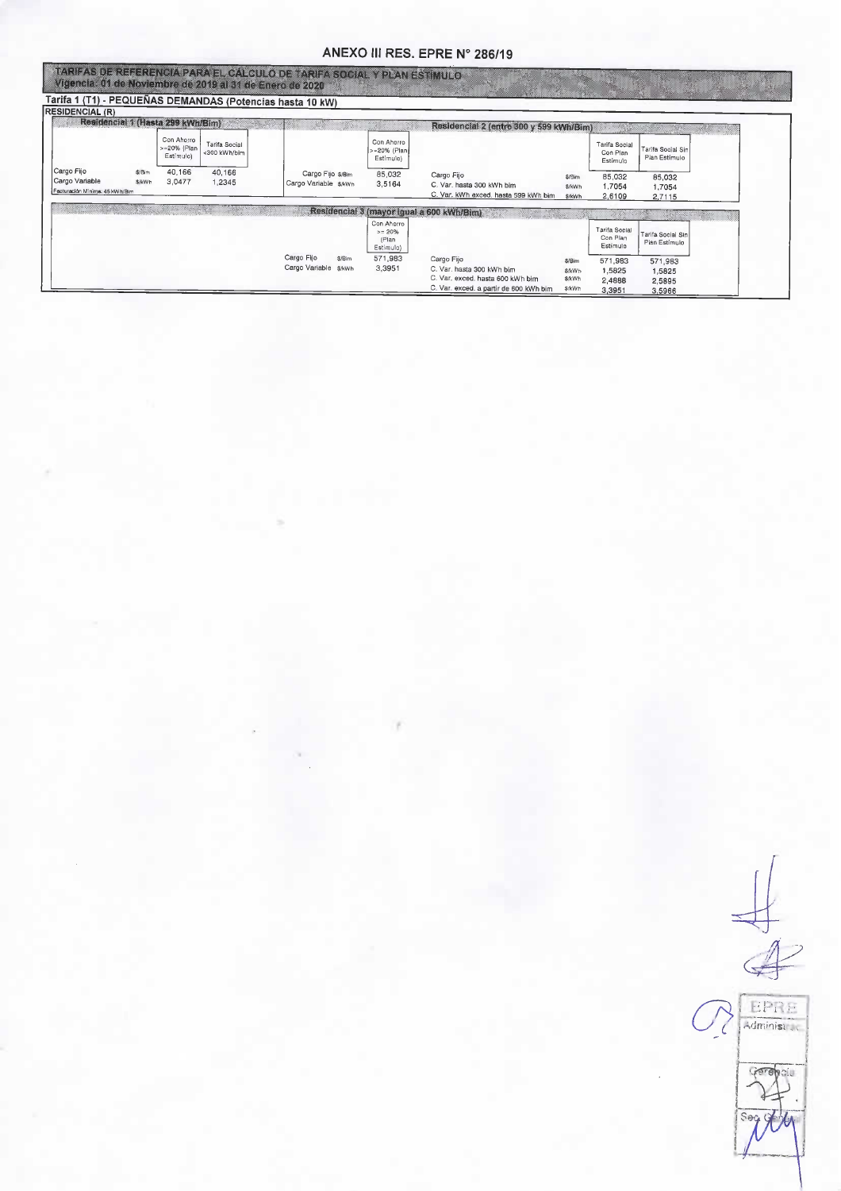# ANEXO III RES. EPRE N° 286/19

**TARIFAS DE REFERENCIA PARA EL CÁLCULO DE TARIFA SOCIAL Y PLAN ESTIMULO**
**Vigencia: 01 de Noviembre de 2019 al 31 de Enero de 2020**

## Tarifa 1 (T1) - PEQUEÑAS DEMANDAS (Potencias hasta 10 kW)

### RESIDENCIAL (R)

**Residencial 1 (Hasta 299 kWh/Bim)**

| | | Con Ahorro >=20% (Plan Estímulo) | Tarifa Social <300 kWh/bim |
|---|---|---|---|
| Cargo Fijo | $/Bim | 40,166 | 40,166 |
| Cargo Variable | $/kWh | 3,0477 | 1,2345 |

Facturación Mínima: 45 kWh/Bim

**Residencial 2 (entre 300 y 599 kWh/Bim)**

| | | Con Ahorro >=20% (Plan Estímulo) |
|---|---|---|
| Cargo Fijo | $/Bim | 85,032 |
| Cargo Variable | $/kWh | 3,5164 |

| | | Tarifa Social Con Plan Estímulo | Tarifa Social Sin Plan Estímulo |
|---|---|---|---|
| Cargo Fijo | $/Bim | 85,032 | 85,032 |
| C. Var. hasta 300 kWh bim | $/kWh | 1,7054 | 1,7054 |
| C. Var. kWh exced. hasta 599 kWh bim | $/kWh | 2,6109 | 2,7115 |

**Residencial 3 (mayor igual a 600 kWh/Bim)**

| | | Con Ahorro >= 20% (Plan Estímulo) |
|---|---|---|
| Cargo Fijo | $/Bim | 571,983 |
| Cargo Variable | $/kWh | 3,3951 |

| | | Tarifa Social Con Plan Estímulo | Tarifa Social Sin Plan Estímulo |
|---|---|---|---|
| Cargo Fijo | $/Bim | 571,983 | 571,983 |
| C. Var. hasta 300 kWh bim | $/kWh | 1,5825 | 1,5825 |
| C. Var. exced. hasta 600 kWh bim | $/kWh | 2,4888 | 2,5895 |
| C. Var. exced. a partir de 600 kWh bim | $/kWh | 3,3951 | 3,5966 |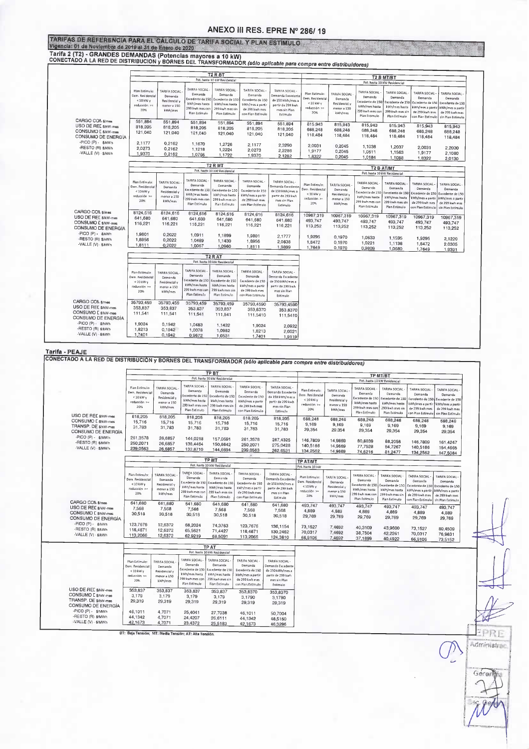# ANEXO III RES. EPRE Nº 286/ 19

**TARIFAS DE REFERENCIA PARA EL CÁLCULO DE TARIFA SOCIAL Y PLAN ESTIMULO**
**Vigencia: 01 de Noviembre de 2019 al 31 de Enero de 2020**

## Tarifa 2 (T2) - GRANDES DEMANDAS (Potencias mayores a 10 kW)

**CONECTADO A LA RED DE DISTRIBUCION y BORNES DEL TRANSFORMADOR** *(sólo aplicable para compra entre distribuidores)*

| | T2 R BT Pot. hasta 10 kW Residencial | | | | | | T2 B MT/BT Pot. hasta 10 kW Residencial | | | | | |
|---|---|---|---|---|---|---|---|---|---|---|---|---|
| | Plan Estimulo: Dem. Residencial < 10 kW y reducción >= 20% | TARIFA SOCIAL - Demanda Residencial y menor a 150 kWh/mes | TARIFA SOCIAL - Demanda Excedente de 150 kWh/mes hasta 299 kwh mes con Plan Estimulo | TARIFA SOCIAL - Demanda Excedente de 150 kWh/mes hasta 299 kwh mes sin Plan Estimulo | TARIFA SOCIAL - Demanda Excedente de 150 kWh/mes a partir de 299 kwh mes con Plan Estimulo | TARIFA SOCIAL - Demanda Excedente de 150 kWh/mes a partir de 299 kwh mes sin Plan Estimulo | Plan Estimulo: Dem. Residencial < 10 kW y reducción >= 20% | TARIFA SOCIAL - Demanda Residencial y menor a 150 kWh/mes | TARIFA SOCIAL - Demanda Excedente de 150 kWh/mes hasta 299 kwh mes con Plan Estimulo | TARIFA SOCIAL - Demanda Excedente de 150 kWh/mes hasta 299 kwh mes sin Plan Estimulo | TARIFA SOCIAL - Demanda Excedente de 150 kWh/mes a partir de 299 kwh mes con Plan Estimulo | TARIFA SOCIAL - Demanda Excedente de 150 kWh/mes a partir de 299 kwh mes sin Plan Estimulo |
| CARGO COM $/mes | 551,894 | 551,894 | 551,894 | 551,894 | 551,894 | 551,894 | 815,943 | 815,943 | 815,943 | 815,943 | 815,943 | 815,943 |
| USO DE RED $/kW-mes | 818,205 | 818,205 | 818,205 | 818,205 | 818,205 | 818,205 | 688,248 | 688,248 | 688,248 | 688,248 | 688,248 | 688,248 |
| CONSUMO D $/kW-mes | 121,040 | 121,040 | 121,040 | 121,040 | 121,040 | 121,040 | 118,484 | 118,484 | 118,484 | 118,484 | 118,484 | 118,484 |
| CONSUMO DE ENERGIA | | | | | | | | | | | | |
| -PICO (P) - $/kWh | 2,1177 | 0,2162 | 1,1670 | 1,2726 | 2,1177 | 2,3290 | 2,0031 | 0,2045 | 1,1038 | 1,2037 | 2,0031 | 2,2030 |
| -RESTO (R) $/kWh | 2,0273 | 0,2162 | 1,1218 | 1,2224 | 2,0273 | 2,2286 | 1,9177 | 0,2045 | 1,0611 | 1,1563 | 1,9177 | 2,1080 |
| -VALLE (V) - $/kWh | 1,9370 | 0,2162 | 1,0766 | 1,1722 | 1,9370 | 2,1282 | 1,8322 | 0,2045 | 1,0184 | 1,1088 | 1,8322 | 2,0130 |

| | T2 R MT Pot. hasta 10 kW Residencial | | | | | | T2 B AT/MT Pot. hasta 10 kW Residencial | | | | | |
|---|---|---|---|---|---|---|---|---|---|---|---|---|
| | Plan Estimulo: Dem. Residencial < 10 kW y reducción >= 20% | TARIFA SOCIAL - Demanda Residencial y menor a 150 kWh/mes | TARIFA SOCIAL - Demanda Excedente de 150 kWh/mes hasta 299 kwh mes con Plan Estimulo | TARIFA SOCIAL - Demanda Excedente de 150 kWh/mes hasta 299 kwh mes sin Plan Estimulo | TARIFA SOCIAL - Demanda Excedente de 150 kWh/mes a partir de 299 kwh mes con Plan Estimulo | TARIFA SOCIAL - Demanda Excedente de 150 kWh/mes a partir de 299 kwh mes sin Plan Estimulo | Plan Estimulo: Dem. Residencial < 10 kW y reducción >= 20% | TARIFA SOCIAL - Demanda Residencial y menor a 150 kWh/mes | TARIFA SOCIAL - Demanda Excedente de 150 kWh/mes hasta 299 kwh mes con Plan Estimulo | TARIFA SOCIAL - Demanda Excedente de 150 kWh/mes hasta 299 kwh mes sin Plan Estimulo | TARIFA SOCIAL - Demanda Excedente de 150 kWh/mes a partir de 299 kwh mes con Plan Estimulo | TARIFA SOCIAL - Demanda Excedente de 150 kWh/mes a partir de 299 kwh mes sin Plan Estimulo |
| CARGO COM $/mes | 8124,616 | 8124,616 | 8124,616 | 8124,616 | 8124,616 | 8124,616 | 10967,319 | 10967,319 | 10967,319 | 10967,319 | 10967,319 | 10967,319 |
| USO DE RED $/kW-mes | 641,680 | 641,680 | 641,680 | 641,680 | 641,680 | 641,680 | 493,747 | 493,747 | 493,747 | 493,747 | 493,747 | 493,747 |
| CONSUMO D $/kW-mes | 116,221 | 116,221 | 116,221 | 116,221 | 116,221 | 116,221 | 113,252 | 113,252 | 113,252 | 113,252 | 113,252 | 113,252 |
| CONSUMO DE ENERGIA | | | | | | | | | | | | |
| -PICO (P) - $/kWh | 1,9801 | 0,2022 | 1,0911 | 1,1899 | 1,9801 | 2,1777 | 1,9295 | 0,1970 | 1,0633 | 1,1595 | 1,9295 | 2,1220 |
| -RESTO (R) $/kWh | 1,8956 | 0,2022 | 1,0489 | 1,1430 | 1,8956 | 2,0838 | 1,8472 | 0,1970 | 1,0221 | 1,1138 | 1,8472 | 2,0305 |
| -VALLE (V) - $/kWh | 1,8111 | 0,2022 | 1,0067 | 1,0960 | 1,8111 | 1,9899 | 1,7649 | 0,1970 | 0,9809 | 1,0680 | 1,7649 | 1,9391 |

| | T2 R AT Pot. hasta 10 kW Residencial | | | | | |
|---|---|---|---|---|---|---|
| | Plan Estimulo: Dem. Residencial < 10 kW y reducción >= 20% | TARIFA SOCIAL - Demanda Residencial y menor a 150 kWh/mes | TARIFA SOCIAL - Demanda Excedente de 150 kWh/mes hasta 299 kwh mes con Plan Estimulo | TARIFA SOCIAL - Demanda Excedente de 150 kWh/mes hasta 299 kwh mes sin Plan Estimulo | TARIFA SOCIAL - Demanda Excedente de 150 kWh/mes a partir de 299 kwh mes con Plan Estimulo | TARIFA SOCIAL - Demanda Excedente de 150 kWh/mes a partir de 299 kwh mes sin Plan Estimulo |
| CARGO COM $/mes | 35793,459 | 35793,459 | 35793,459 | 35793,459 | 35793,4590 | 35793,4590 |
| USO DE RED $/kW-mes | 353,837 | 353,837 | 353,837 | 353,837 | 353,8370 | 353,8370 |
| CONSUMO D $/kW-mes | 111,541 | 111,541 | 111,541 | 111,541 | 111,5410 | 111,5410 |
| CONSUMO DE ENERGIA | | | | | | |
| -PICO (P) - $/kWh | 1,9024 | 0,1942 | 1,0483 | 1,1432 | 1,9024 | 2,0922 |
| -RESTO (R) $/kWh | 1,8213 | 0,1942 | 1,0078 | 1,0982 | 1,8213 | 2,0021 |
| -VALLE (V) - $/kWh | 1,7401 | 0,1942 | 0,9672 | 1,0531 | 1,7401 | 1,9119 |

## Tarifa - PEAJE

**CONECTADO A LA RED DE DISTRIBUCION y BORNES DEL TRANSFORMADOR** *(sólo aplicable para compra entre distribuidores)*

| | TP BT Pot. hasta 10 kW Residencial | | | | | | TP MT/BT Pot. hasta 10 kW Residencial | | | | | |
|---|---|---|---|---|---|---|---|---|---|---|---|---|
| | Plan Estimulo: Dem. Residencial < 10 kW y reducción >= 20% | TARIFA SOCIAL - Demanda Residencial y menor a 150 kWh/mes | TARIFA SOCIAL - Demanda Excedente de 150 kWh/mes hasta 299 kwh mes con Plan Estimulo | TARIFA SOCIAL - Demanda Excedente de 150 kWh/mes hasta 299 kwh mes sin Plan Estimulo | TARIFA SOCIAL - Demanda Excedente de 150 kWh/mes a partir de 299 kwh mes con Plan Estimulo | TARIFA SOCIAL - Demanda Excedente de 150 kWh/mes a partir de 299 kwh mes sin Plan Estimulo | Plan Estimulo: Dem. Residencial < 10 kW y reducción >= 20% | TARIFA SOCIAL - Demanda Residencial y menor a 150 kWh/mes | TARIFA SOCIAL - Demanda Excedente de 150 kWh/mes hasta 299 kwh mes con Plan Estimulo | TARIFA SOCIAL - Demanda Excedente de 150 kWh/mes hasta 299 kwh mes sin Plan Estimulo | TARIFA SOCIAL - Demanda Excedente de 150 kWh/mes a partir de 299 kwh mes con Plan Estimulo | TARIFA SOCIAL - Demanda Excedente de 150 kWh/mes a partir de 299 kwh mes sin Plan Estimulo |
| USO DE RED $/kW-mes | 818,205 | 818,205 | 818,205 | 818,205 | 818,205 | 818,205 | 688,248 | 688,248 | 688,248 | 688,248 | 688,248 | 688,248 |
| CONSUMO D $/kW-mes | 15,716 | 15,716 | 15,716 | 15,716 | 15,716 | 15,716 | 9,169 | 9,169 | 9,169 | 9,169 | 9,169 | 9,169 |
| TRANSP. DE $/kW-mes | 31,783 | 31,783 | 31,783 | 31,783 | 31,783 | 31,783 | 29,354 | 29,354 | 29,354 | 29,354 | 29,354 | 29,354 |
| CONSUMO DE ENERGIA | | | | | | | | | | | | |
| -PICO (P) - $/MWh | 261,3578 | 26,6857 | 144,0218 | 157,0591 | 261,3578 | 287,4325 | 146,7809 | 14,9869 | 80,8839 | 88,2058 | 146,7809 | 161,4247 |
| -RESTO (R) $/MWh | 250,2071 | 26,6857 | 138,4464 | 150,8642 | 250,2071 | 275,0428 | 140,5186 | 14,9869 | 77,7528 | 84,7267 | 140,5186 | 154,4665 |
| -VALLE (V) - $/MWh | 239,0563 | 26,6857 | 132,8710 | 144,6694 | 239,0563 | 262,6531 | 134,2562 | 14,9869 | 74,6216 | 81,2477 | 134,2562 | 147,5084 |

| | TP MT Pot. hasta 10 kW Residencial | | | | | | TP AT/MT Pot. hasta 10 kW | | | | | |
|---|---|---|---|---|---|---|---|---|---|---|---|---|
| | Plan Estimulo: Dem. Residencial < 10 kW y reducción >= 20% | TARIFA SOCIAL - Demanda Residencial y menor a 150 kWh/mes | TARIFA SOCIAL - Demanda Excedente de 150 kWh/mes hasta 299 kwh mes con Plan Estimulo | TARIFA SOCIAL - Demanda Excedente de 150 kWh/mes hasta 299 kwh mes sin Plan Estimulo | TARIFA SOCIAL - Demanda Excedente de 150 kWh/mes a partir de 299 kwh mes con Plan Estimulo | TARIFA SOCIAL - Demanda Excedente de 150 kWh/mes a partir de 299 kwh mes sin Plan Estimulo | Plan Estimulo: Dem. Residencial < 10 kW y reducción >= 20% | TARIFA SOCIAL - Demanda Residencial y menor a 150 kWh/mes | TARIFA SOCIAL - Demanda Excedente de 150 kWh/mes hasta 299 kwh mes con Plan Estimulo | TARIFA SOCIAL - Demanda Excedente de 150 kWh/mes hasta 299 kwh mes sin Plan Estimulo | TARIFA SOCIAL - Demanda Excedente de 150 kWh/mes a partir de 299 kwh mes con Plan Estimulo | TARIFA SOCIAL - Demanda Excedente de 150 kWh/mes a partir de 299 kwh mes sin Plan Estimulo |
| CARGO COM $/mes | 641,680 | 641,680 | 641,680 | 641,680 | 641,680 | 641,680 | 493,747 | 493,747 | 493,747 | 493,747 | 493,747 | 493,747 |
| USO DE RED $/kW-mes | 7,568 | 7,568 | 7,568 | 7,568 | 7,568 | 7,568 | 4,889 | 4,889 | 4,889 | 4,889 | 4,889 | 4,889 |
| CONSUMO D $/kW-mes | 30,518 | 30,518 | 30,518 | 30,518 | 30,518 | 30,518 | 29,769 | 29,769 | 29,769 | 29,769 | 29,769 | 29,769 |
| CONSUMO DE ENERGIA | | | | | | | | | | | | |
| -PICO (P) - $/kWh | 123,7676 | 12,6372 | 68,2024 | 74,3763 | 123,7676 | 136,1154 | 73,1527 | 7,4692 | 40,3109 | 43,9600 | 73,1527 | 80,4509 |
| -RESTO (R) $/kWh | 118,4871 | 12,6372 | 65,5621 | 71,4427 | 118,4871 | 130,2482 | 70,0317 | 7,4692 | 38,7504 | 42,2261 | 70,0317 | 76,9831 |
| -VALLE (V) - $/kWh | 113,2066 | 12,6372 | 62,9219 | 68,5091 | 113,2066 | 124,3810 | 66,9106 | 7,4692 | 37,1899 | 40,4922 | 66,9106 | 73,5152 |

| | TP AT Pot. hasta 10 kW Residencial | | | | | |
|---|---|---|---|---|---|---|
| | Plan Estimulo: Dem. Residencial < 10 kW y reducción >= 20% | TARIFA SOCIAL - Demanda Residencial y menor a 150 kWh/mes | TARIFA SOCIAL - Demanda Excedente de 150 kWh/mes hasta 299 kwh mes con Plan Estimulo | TARIFA SOCIAL - Demanda Excedente de 150 kWh/mes hasta 299 kwh mes sin Plan Estimulo | TARIFA SOCIAL - Demanda Excedente de 150 kWh/mes a partir de 299 kwh mes con Plan Estimulo | TARIFA SOCIAL - Demanda Excedente de 150 kWh/mes a partir de 299 kwh mes sin Plan Estimulo |
| USO DE RED $/kW-mes | 353,837 | 353,837 | 353,837 | 353,837 | 353,8370 | 353,8370 |
| CONSUMO D $/kW-mes | 3,179 | 3,179 | 3,179 | 3,179 | 3,1790 | 3,1790 |
| TRANSP. DE $/kW-mes | 29,319 | 29,319 | 29,319 | 29,319 | 29,319 | 29,319 |
| CONSUMO DE ENERGIA | | | | | | |
| -PICO (P) - $/MWh | 46,1011 | 4,7071 | 25,4041 | 27,7038 | 46,1011 | 50,7004 |
| -RESTO (R) $/MWh | 44,1342 | 4,7071 | 24,4207 | 26,6111 | 44,1342 | 48,5150 |
| -VALLE (V) - $/MWh | 42,1673 | 4,7071 | 23,4372 | 25,5183 | 42,1673 | 46,3296 |

BT: Baja Tensión; MT: Media Tensión; AT: Alta Tensión.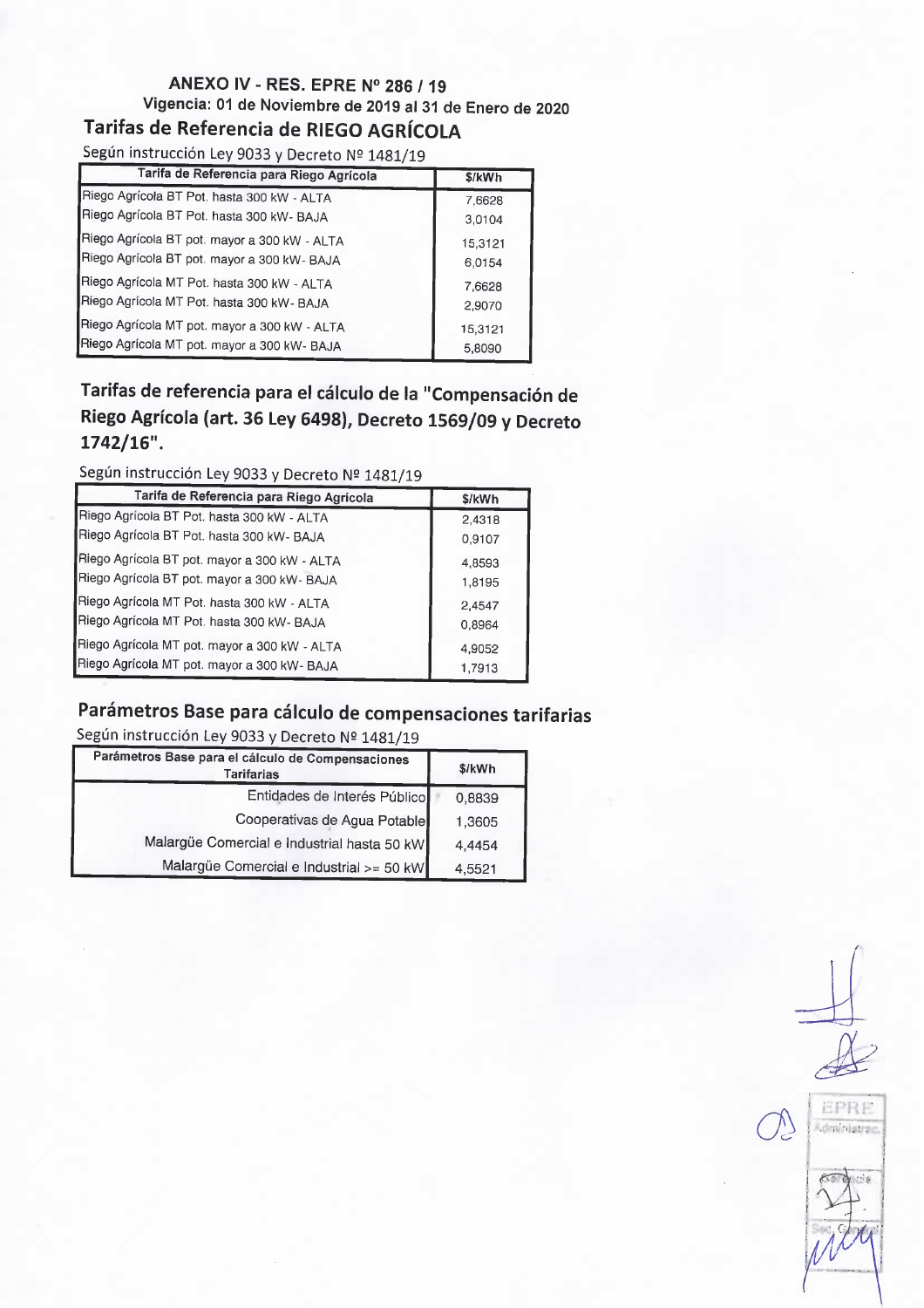# ANEXO IV - RES. EPRE Nº 286 / 19

**Vigencia: 01 de Noviembre de 2019 al 31 de Enero de 2020**

## Tarifas de Referencia de RIEGO AGRÍCOLA

Según instrucción Ley 9033 y Decreto Nº 1481/19

| Tarifa de Referencia para Riego Agrícola | $/kWh |
|---|---|
| Riego Agrícola BT Pot. hasta 300 kW - ALTA | 7,6628 |
| Riego Agrícola BT Pot. hasta 300 kW- BAJA | 3,0104 |
| Riego Agrícola BT pot. mayor a 300 kW - ALTA | 15,3121 |
| Riego Agrícola BT pot. mayor a 300 kW- BAJA | 6,0154 |
| Riego Agrícola MT Pot. hasta 300 kW - ALTA | 7,6628 |
| Riego Agrícola MT Pot. hasta 300 kW- BAJA | 2,9070 |
| Riego Agrícola MT pot. mayor a 300 kW - ALTA | 15,3121 |
| Riego Agrícola MT pot. mayor a 300 kW- BAJA | 5,8090 |

## Tarifas de referencia para el cálculo de la "Compensación de Riego Agrícola (art. 36 Ley 6498), Decreto 1569/09 y Decreto 1742/16".

Según instrucción Ley 9033 y Decreto Nº 1481/19

| Tarifa de Referencia para Riego Agrícola | $/kWh |
|---|---|
| Riego Agrícola BT Pot. hasta 300 kW - ALTA | 2,4318 |
| Riego Agrícola BT Pot. hasta 300 kW- BAJA | 0,9107 |
| Riego Agrícola BT pot. mayor a 300 kW - ALTA | 4,8593 |
| Riego Agrícola BT pot. mayor a 300 kW- BAJA | 1,8195 |
| Riego Agrícola MT Pot. hasta 300 kW - ALTA | 2,4547 |
| Riego Agrícola MT Pot. hasta 300 kW- BAJA | 0,8964 |
| Riego Agrícola MT pot. mayor a 300 kW - ALTA | 4,9052 |
| Riego Agrícola MT pot. mayor a 300 kW- BAJA | 1,7913 |

## Parámetros Base para cálculo de compensaciones tarifarias

Según instrucción Ley 9033 y Decreto Nº 1481/19

| Parámetros Base para el cálculo de Compensaciones Tarifarias | $/kWh |
|---|---|
| Entidades de Interés Público | 0,8839 |
| Cooperativas de Agua Potable | 1,3605 |
| Malargüe Comercial e Industrial hasta 50 kW | 4,4454 |
| Malargüe Comercial e Industrial >= 50 kW | 4,5521 |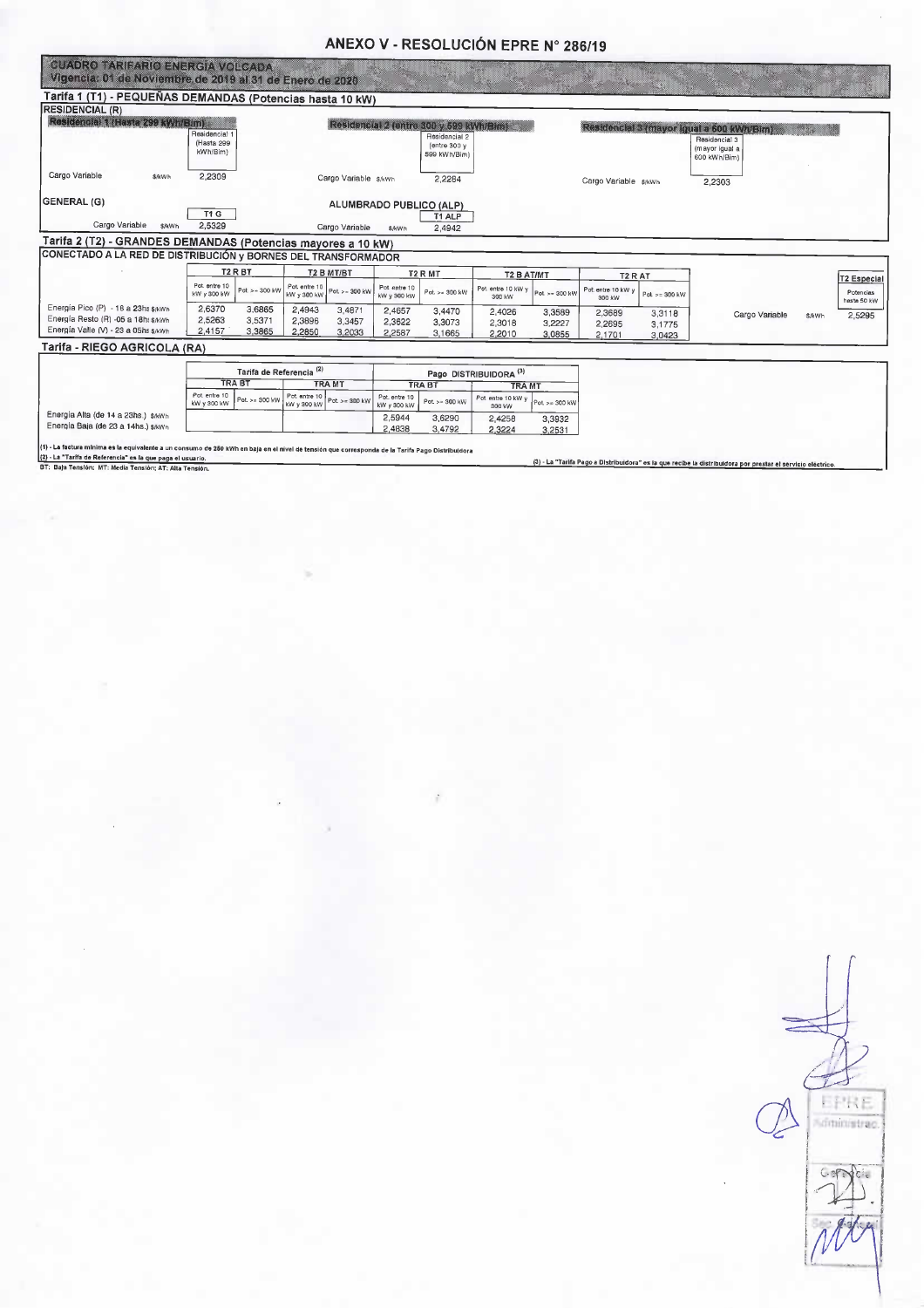# ANEXO V - RESOLUCIÓN EPRE N° 286/19

## CUADRO TARIFARIO ENERGIA VOLCADA

Vigencia: 01 de Noviembre de 2019 al 31 de Enero de 2020

### Tarifa 1 (T1) - PEQUEÑAS DEMANDAS (Potencias hasta 10 kW)

**RESIDENCIAL (R)**

| | | Residencial 1 (Hasta 299 kWh/Bim) | Residencial 2 (entre 300 y 599 kWh/Bim) | Residencial 3 (mayor igual a 600 kWh/Bim) |
|---|---|---|---|---|
| Cargo Variable | $/kWh | 2,2309 | 2,2284 | 2,2303 |

**GENERAL (G)**

| | | T1 G |
|---|---|---|
| Cargo Variable | $/kWh | 2,5329 |

**ALUMBRADO PUBLICO (ALP)**

| | | T1 ALP |
|---|---|---|
| Cargo Variable | $/kWh | 2,4942 |

### Tarifa 2 (T2) - GRANDES DEMANDAS (Potencias mayores a 10 kW)

**CONECTADO A LA RED DE DISTRIBUCIÓN y BORNES DEL TRANSFORMADOR**

| | T2 R BT | | T2 B MT/BT | | T2 R MT | | T2 B AT/MT | | T2 R AT | |
|---|---|---|---|---|---|---|---|---|---|---|
| | Pot. entre 10 kW y 300 kW | Pot. >= 300 kW | Pot. entre 10 kW y 300 kW | Pot. >= 300 kW | Pot. entre 10 kW y 300 kW | Pot. >= 300 kW | Pot. entre 10 kW y 300 kW | Pot. >= 300 kW | Pot. entre 10 kW y 300 kW | Pot. >= 300 kW |
| Energía Pico (P) - 18 a 23hs $/kWh | 2,6370 | 3,6865 | 2,4943 | 3,4871 | 2,4657 | 3,4470 | 2,4026 | 3,3589 | 2,3689 | 3,3118 |
| Energía Resto (R) -05 a 18hs $/kWh | 2,5263 | 3,5371 | 2,3896 | 3,3457 | 2,3622 | 3,3073 | 2,3018 | 3,2227 | 2,2695 | 3,1775 |
| Energía Valle (V) - 23 a 05hs $/kWh | 2,4157 | 3,3865 | 2,2850 | 3,2033 | 2,2587 | 3,1665 | 2,2010 | 3,0855 | 2,1701 | 3,0423 |

| | | T2 Especial (Potencias hasta 50 kW) |
|---|---|---|
| Cargo Variable | $/kWh | 2,5295 |

### Tarifa - RIEGO AGRICOLA (RA)

| | Tarifa de Referencia (2) | | | | Pago DISTRIBUIDORA (3) | | | |
|---|---|---|---|---|---|---|---|---|
| | TRA BT | | TRA MT | | TRA BT | | TRA MT | |
| | Pot. entre 10 kW y 300 kW | Pot. >= 300 kW | Pot. entre 10 kW y 300 kW | Pot. >= 300 kW | Pot. entre 10 kW y 300 kW | Pot. >= 300 kW | Pot. entre 10 kW y 300 kW | Pot. >= 300 kW |
| Energía Alta (de 14 a 23hs.) $/kWh | | | | | 2,5944 | 3,6290 | 2,4258 | 3,3932 |
| Energía Baja (de 23 a 14hs.) $/kWh | | | | | 2,4838 | 3,4792 | 2,3224 | 3,2531 |

(1) - La factura mínima es la equivalente a un consumo de 250 kWh en baja en el nivel de tensión que corresponda de la Tarifa Pago Distribuidora

(2) - La "Tarifa de Referencia" es la que paga el usuario.

(3) - La "Tarifa Pago a Distribuidora" es la que recibe la distribuidora por prestar el servicio eléctrico.

BT: Baja Tensión; MT: Media Tensión; AT: Alta Tensión.

EPRE Administrac. Gerencia Sec. General